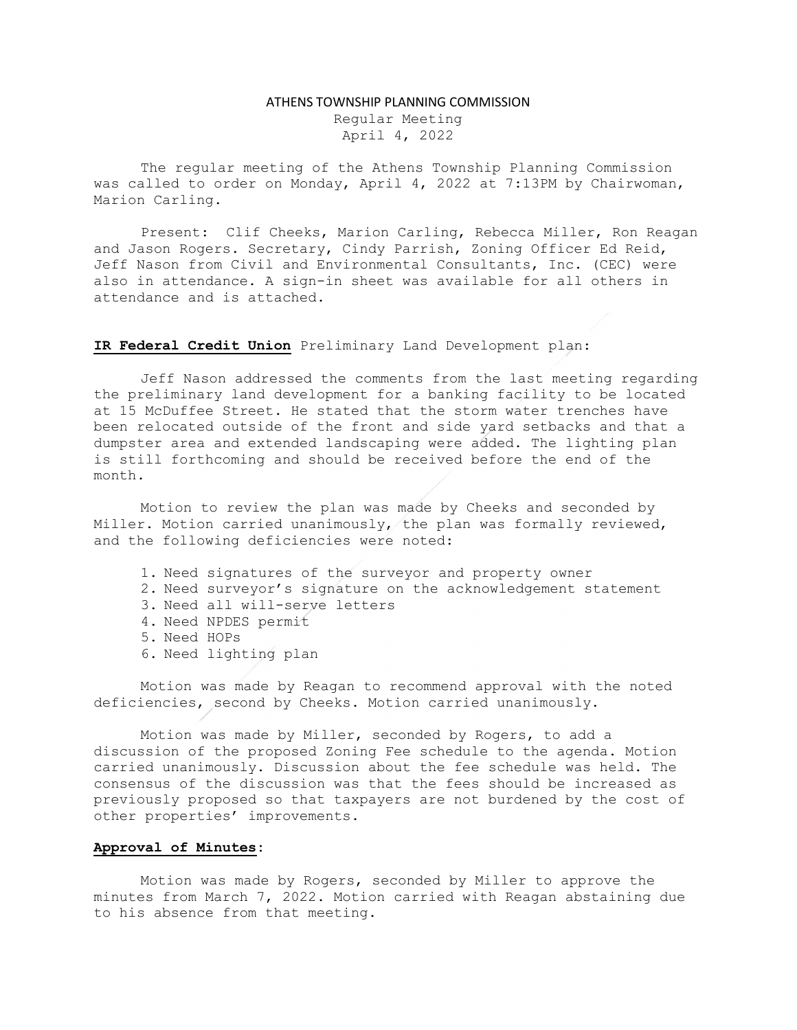# ATHENS TOWNSHIP PLANNING COMMISSION

Regular Meeting
April 4, 2022

The regular meeting of the Athens Township Planning Commission was called to order on Monday, April 4, 2022 at 7:13PM by Chairwoman, Marion Carling.

Present: Clif Cheeks, Marion Carling, Rebecca Miller, Ron Reagan and Jason Rogers. Secretary, Cindy Parrish, Zoning Officer Ed Reid, Jeff Nason from Civil and Environmental Consultants, Inc. (CEC) were also in attendance. A sign-in sheet was available for all others in attendance and is attached.

**IR Federal Credit Union** Preliminary Land Development plan:

Jeff Nason addressed the comments from the last meeting regarding the preliminary land development for a banking facility to be located at 15 McDuffee Street. He stated that the storm water trenches have been relocated outside of the front and side yard setbacks and that a dumpster area and extended landscaping were added. The lighting plan is still forthcoming and should be received before the end of the month.

Motion to review the plan was made by Cheeks and seconded by Miller. Motion carried unanimously, the plan was formally reviewed, and the following deficiencies were noted:

1. Need signatures of the surveyor and property owner
2. Need surveyor's signature on the acknowledgement statement
3. Need all will-serve letters
4. Need NPDES permit
5. Need HOPs
6. Need lighting plan

Motion was made by Reagan to recommend approval with the noted deficiencies, second by Cheeks. Motion carried unanimously.

Motion was made by Miller, seconded by Rogers, to add a discussion of the proposed Zoning Fee schedule to the agenda. Motion carried unanimously. Discussion about the fee schedule was held. The consensus of the discussion was that the fees should be increased as previously proposed so that taxpayers are not burdened by the cost of other properties' improvements.

**Approval of Minutes**:

Motion was made by Rogers, seconded by Miller to approve the minutes from March 7, 2022. Motion carried with Reagan abstaining due to his absence from that meeting.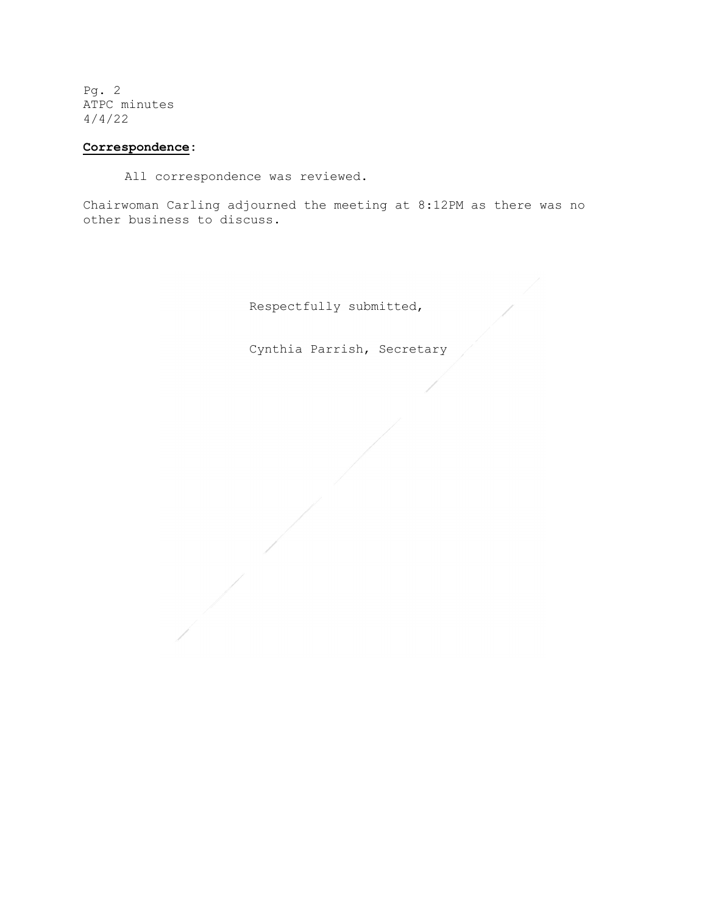**Correspondence**:

All correspondence was reviewed.

Chairwoman Carling adjourned the meeting at 8:12PM as there was no other business to discuss.

Respectfully submitted,

Cynthia Parrish, Secretary